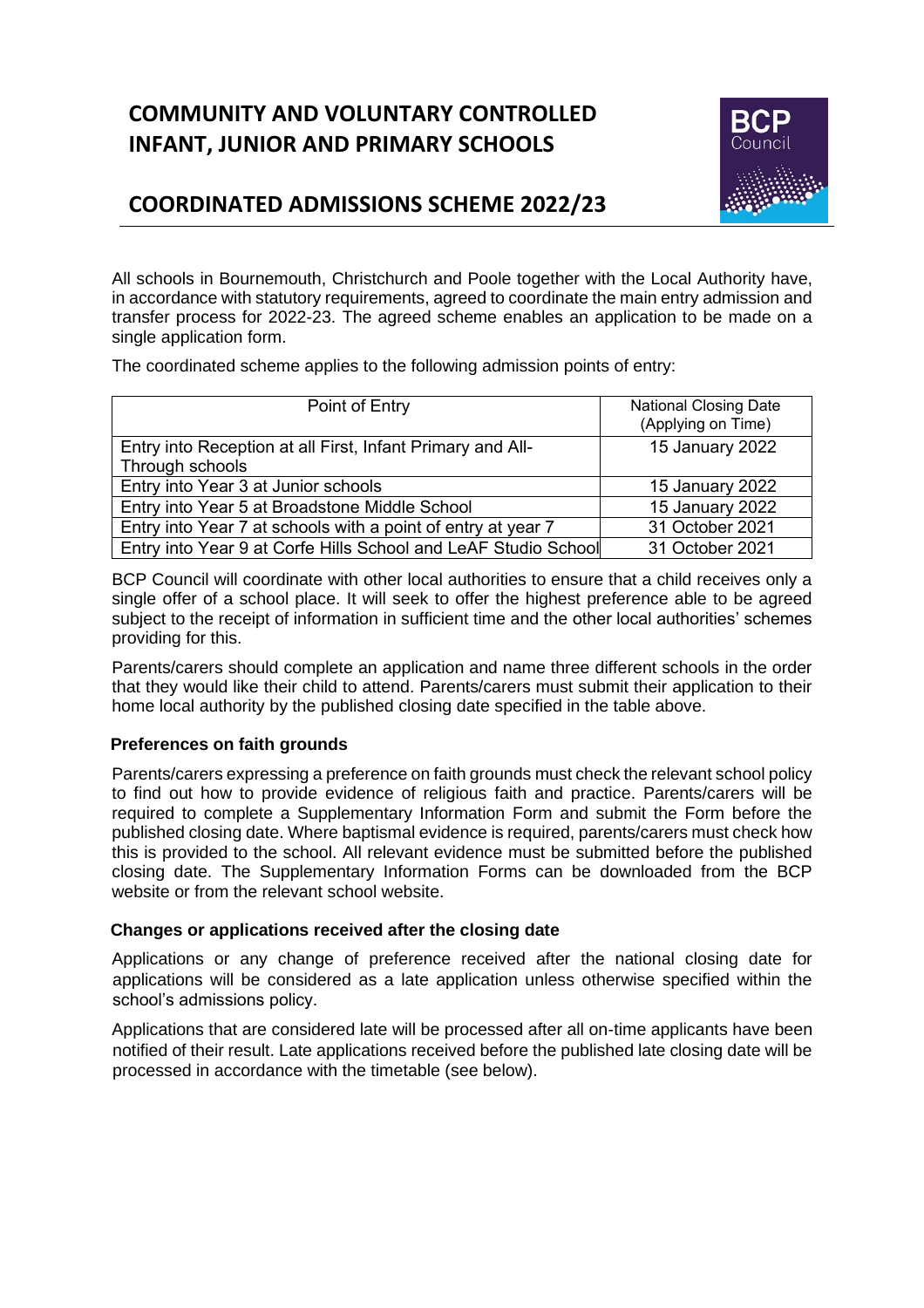# COMMUNITY AND VOLUNTARY CONTROLLED INFANT, JUNIOR AND PRIMARY SCHOOLS

## COORDINATED ADMISSIONS SCHEME 2022/23

All schools in Bournemouth, Christchurch and Poole together with the Local Authority have, in accordance with statutory requirements, agreed to coordinate the main entry admission and transfer process for 2022-23. The agreed scheme enables an application to be made on a single application form.

The coordinated scheme applies to the following admission points of entry:

| Point of Entry | National Closing Date (Applying on Time) |
|---|---|
| Entry into Reception at all First, Infant Primary and All-Through schools | 15 January 2022 |
| Entry into Year 3 at Junior schools | 15 January 2022 |
| Entry into Year 5 at Broadstone Middle School | 15 January 2022 |
| Entry into Year 7 at schools with a point of entry at year 7 | 31 October 2021 |
| Entry into Year 9 at Corfe Hills School and LeAF Studio School | 31 October 2021 |

BCP Council will coordinate with other local authorities to ensure that a child receives only a single offer of a school place. It will seek to offer the highest preference able to be agreed subject to the receipt of information in sufficient time and the other local authorities' schemes providing for this.

Parents/carers should complete an application and name three different schools in the order that they would like their child to attend. Parents/carers must submit their application to their home local authority by the published closing date specified in the table above.

### Preferences on faith grounds

Parents/carers expressing a preference on faith grounds must check the relevant school policy to find out how to provide evidence of religious faith and practice. Parents/carers will be required to complete a Supplementary Information Form and submit the Form before the published closing date. Where baptismal evidence is required, parents/carers must check how this is provided to the school. All relevant evidence must be submitted before the published closing date. The Supplementary Information Forms can be downloaded from the BCP website or from the relevant school website.

### Changes or applications received after the closing date

Applications or any change of preference received after the national closing date for applications will be considered as a late application unless otherwise specified within the school's admissions policy.

Applications that are considered late will be processed after all on-time applicants have been notified of their result. Late applications received before the published late closing date will be processed in accordance with the timetable (see below).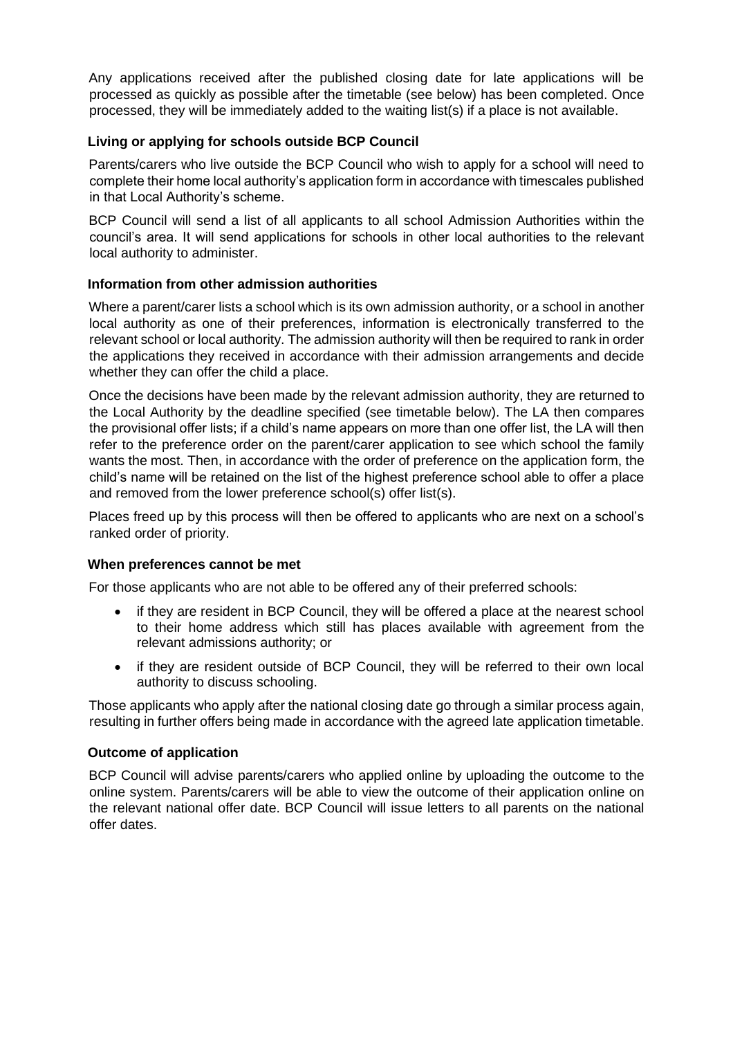Any applications received after the published closing date for late applications will be processed as quickly as possible after the timetable (see below) has been completed. Once processed, they will be immediately added to the waiting list(s) if a place is not available.

### Living or applying for schools outside BCP Council

Parents/carers who live outside the BCP Council who wish to apply for a school will need to complete their home local authority's application form in accordance with timescales published in that Local Authority's scheme.

BCP Council will send a list of all applicants to all school Admission Authorities within the council's area. It will send applications for schools in other local authorities to the relevant local authority to administer.

### Information from other admission authorities

Where a parent/carer lists a school which is its own admission authority, or a school in another local authority as one of their preferences, information is electronically transferred to the relevant school or local authority. The admission authority will then be required to rank in order the applications they received in accordance with their admission arrangements and decide whether they can offer the child a place.

Once the decisions have been made by the relevant admission authority, they are returned to the Local Authority by the deadline specified (see timetable below). The LA then compares the provisional offer lists; if a child's name appears on more than one offer list, the LA will then refer to the preference order on the parent/carer application to see which school the family wants the most. Then, in accordance with the order of preference on the application form, the child's name will be retained on the list of the highest preference school able to offer a place and removed from the lower preference school(s) offer list(s).

Places freed up by this process will then be offered to applicants who are next on a school's ranked order of priority.

### When preferences cannot be met

For those applicants who are not able to be offered any of their preferred schools:

- if they are resident in BCP Council, they will be offered a place at the nearest school to their home address which still has places available with agreement from the relevant admissions authority; or
- if they are resident outside of BCP Council, they will be referred to their own local authority to discuss schooling.

Those applicants who apply after the national closing date go through a similar process again, resulting in further offers being made in accordance with the agreed late application timetable.

### Outcome of application

BCP Council will advise parents/carers who applied online by uploading the outcome to the online system. Parents/carers will be able to view the outcome of their application online on the relevant national offer date. BCP Council will issue letters to all parents on the national offer dates.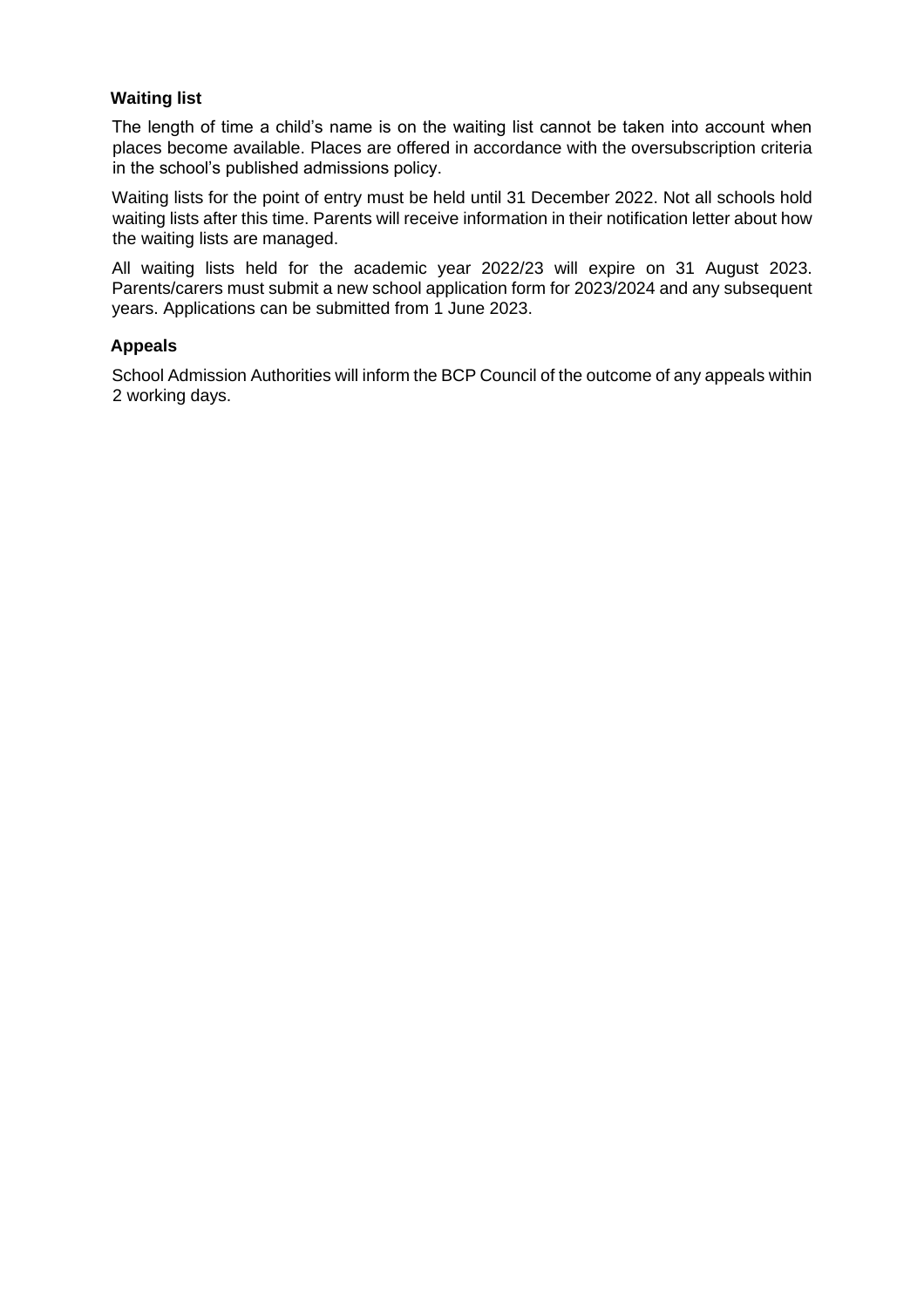### Waiting list

The length of time a child's name is on the waiting list cannot be taken into account when places become available. Places are offered in accordance with the oversubscription criteria in the school's published admissions policy.

Waiting lists for the point of entry must be held until 31 December 2022. Not all schools hold waiting lists after this time. Parents will receive information in their notification letter about how the waiting lists are managed.

All waiting lists held for the academic year 2022/23 will expire on 31 August 2023. Parents/carers must submit a new school application form for 2023/2024 and any subsequent years. Applications can be submitted from 1 June 2023.

### Appeals

School Admission Authorities will inform the BCP Council of the outcome of any appeals within 2 working days.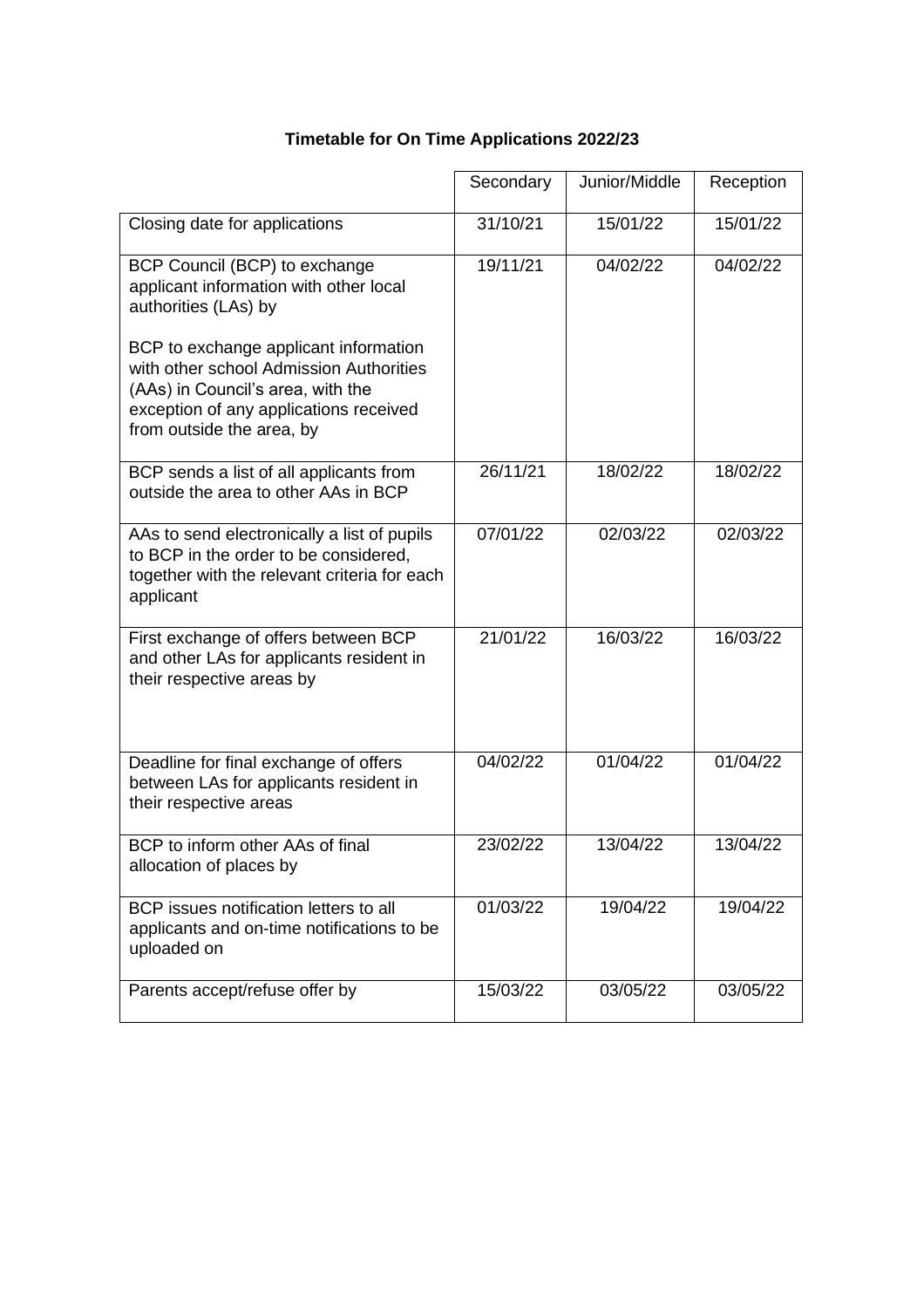**Timetable for On Time Applications 2022/23**

| | Secondary | Junior/Middle | Reception |
|---|---|---|---|
| Closing date for applications | 31/10/21 | 15/01/22 | 15/01/22 |
| BCP Council (BCP) to exchange applicant information with other local authorities (LAs) by<br><br>BCP to exchange applicant information with other school Admission Authorities (AAs) in Council's area, with the exception of any applications received from outside the area, by | 19/11/21 | 04/02/22 | 04/02/22 |
| BCP sends a list of all applicants from outside the area to other AAs in BCP | 26/11/21 | 18/02/22 | 18/02/22 |
| AAs to send electronically a list of pupils to BCP in the order to be considered, together with the relevant criteria for each applicant | 07/01/22 | 02/03/22 | 02/03/22 |
| First exchange of offers between BCP and other LAs for applicants resident in their respective areas by | 21/01/22 | 16/03/22 | 16/03/22 |
| Deadline for final exchange of offers between LAs for applicants resident in their respective areas | 04/02/22 | 01/04/22 | 01/04/22 |
| BCP to inform other AAs of final allocation of places by | 23/02/22 | 13/04/22 | 13/04/22 |
| BCP issues notification letters to all applicants and on-time notifications to be uploaded on | 01/03/22 | 19/04/22 | 19/04/22 |
| Parents accept/refuse offer by | 15/03/22 | 03/05/22 | 03/05/22 |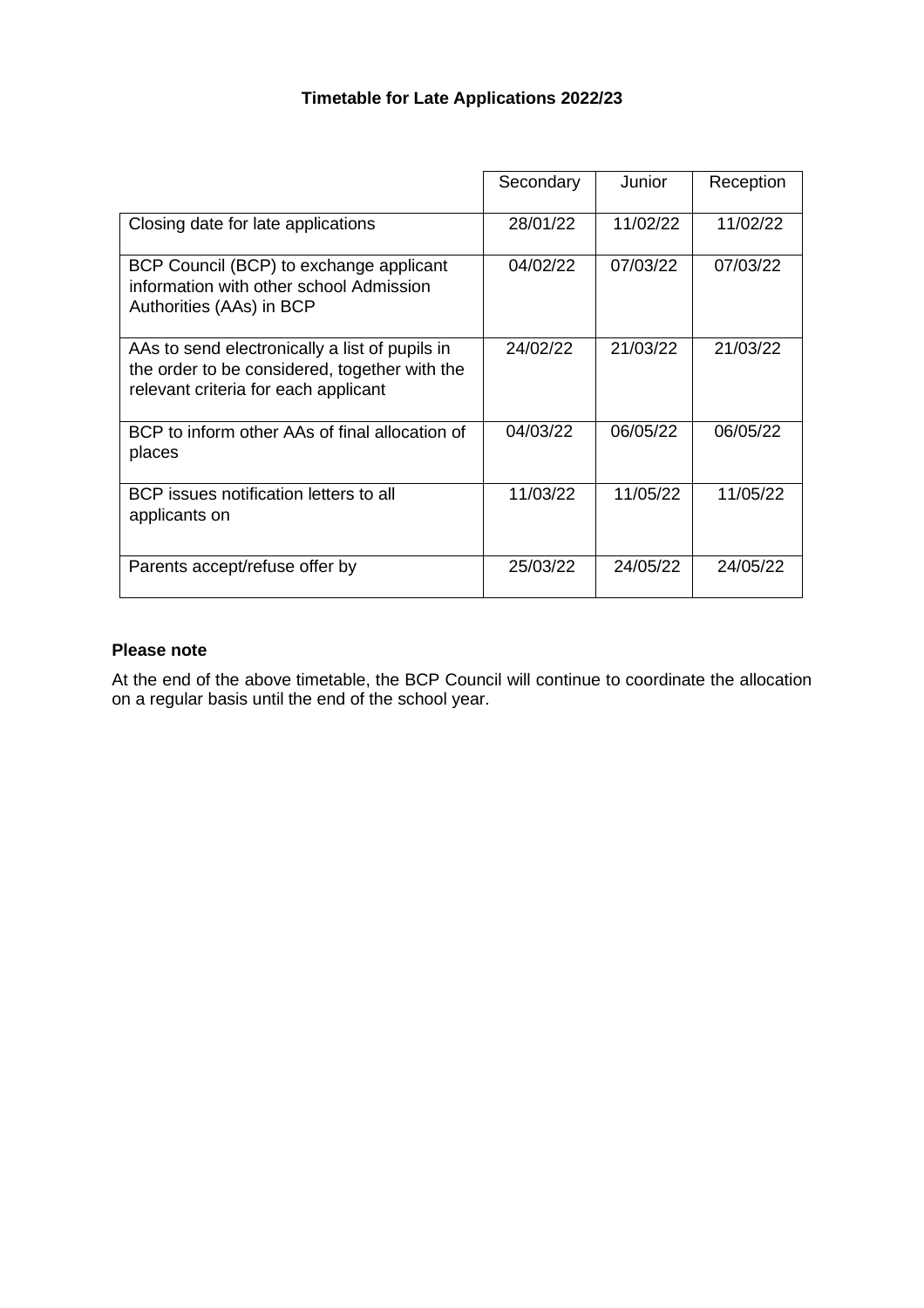# Timetable for Late Applications 2022/23

| | Secondary | Junior | Reception |
|---|---|---|---|
| Closing date for late applications | 28/01/22 | 11/02/22 | 11/02/22 |
| BCP Council (BCP) to exchange applicant information with other school Admission Authorities (AAs) in BCP | 04/02/22 | 07/03/22 | 07/03/22 |
| AAs to send electronically a list of pupils in the order to be considered, together with the relevant criteria for each applicant | 24/02/22 | 21/03/22 | 21/03/22 |
| BCP to inform other AAs of final allocation of places | 04/03/22 | 06/05/22 | 06/05/22 |
| BCP issues notification letters to all applicants on | 11/03/22 | 11/05/22 | 11/05/22 |
| Parents accept/refuse offer by | 25/03/22 | 24/05/22 | 24/05/22 |

**Please note**

At the end of the above timetable, the BCP Council will continue to coordinate the allocation on a regular basis until the end of the school year.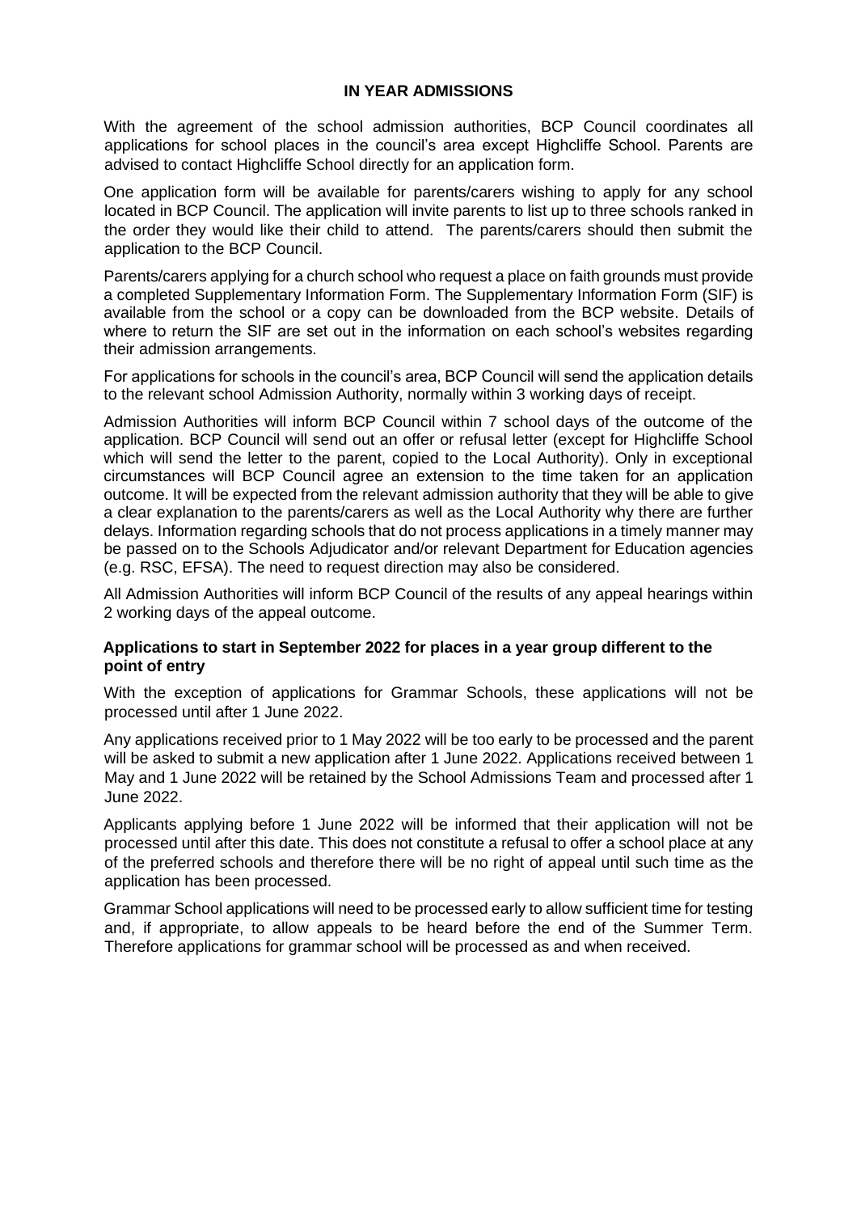## IN YEAR ADMISSIONS

With the agreement of the school admission authorities, BCP Council coordinates all applications for school places in the council's area except Highcliffe School. Parents are advised to contact Highcliffe School directly for an application form.

One application form will be available for parents/carers wishing to apply for any school located in BCP Council. The application will invite parents to list up to three schools ranked in the order they would like their child to attend. The parents/carers should then submit the application to the BCP Council.

Parents/carers applying for a church school who request a place on faith grounds must provide a completed Supplementary Information Form. The Supplementary Information Form (SIF) is available from the school or a copy can be downloaded from the BCP website. Details of where to return the SIF are set out in the information on each school's websites regarding their admission arrangements.

For applications for schools in the council's area, BCP Council will send the application details to the relevant school Admission Authority, normally within 3 working days of receipt.

Admission Authorities will inform BCP Council within 7 school days of the outcome of the application. BCP Council will send out an offer or refusal letter (except for Highcliffe School which will send the letter to the parent, copied to the Local Authority). Only in exceptional circumstances will BCP Council agree an extension to the time taken for an application outcome. It will be expected from the relevant admission authority that they will be able to give a clear explanation to the parents/carers as well as the Local Authority why there are further delays. Information regarding schools that do not process applications in a timely manner may be passed on to the Schools Adjudicator and/or relevant Department for Education agencies (e.g. RSC, EFSA). The need to request direction may also be considered.

All Admission Authorities will inform BCP Council of the results of any appeal hearings within 2 working days of the appeal outcome.

### Applications to start in September 2022 for places in a year group different to the point of entry

With the exception of applications for Grammar Schools, these applications will not be processed until after 1 June 2022.

Any applications received prior to 1 May 2022 will be too early to be processed and the parent will be asked to submit a new application after 1 June 2022. Applications received between 1 May and 1 June 2022 will be retained by the School Admissions Team and processed after 1 June 2022.

Applicants applying before 1 June 2022 will be informed that their application will not be processed until after this date. This does not constitute a refusal to offer a school place at any of the preferred schools and therefore there will be no right of appeal until such time as the application has been processed.

Grammar School applications will need to be processed early to allow sufficient time for testing and, if appropriate, to allow appeals to be heard before the end of the Summer Term. Therefore applications for grammar school will be processed as and when received.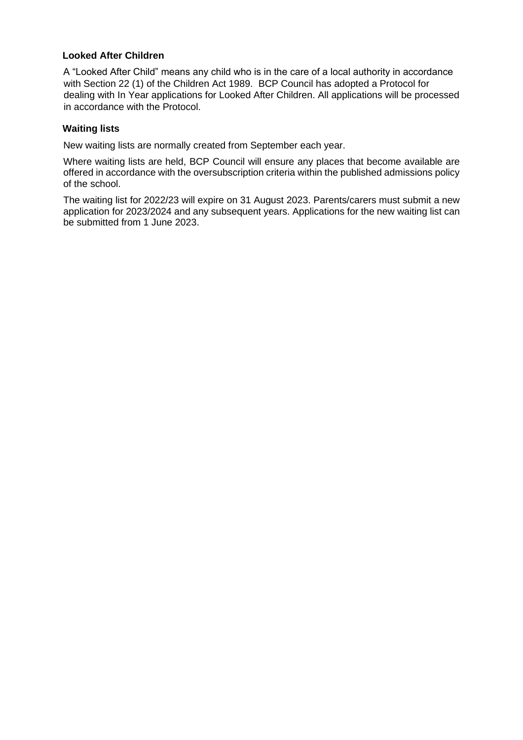### Looked After Children

A "Looked After Child" means any child who is in the care of a local authority in accordance with Section 22 (1) of the Children Act 1989. BCP Council has adopted a Protocol for dealing with In Year applications for Looked After Children. All applications will be processed in accordance with the Protocol.

### Waiting lists

New waiting lists are normally created from September each year.

Where waiting lists are held, BCP Council will ensure any places that become available are offered in accordance with the oversubscription criteria within the published admissions policy of the school.

The waiting list for 2022/23 will expire on 31 August 2023. Parents/carers must submit a new application for 2023/2024 and any subsequent years. Applications for the new waiting list can be submitted from 1 June 2023.